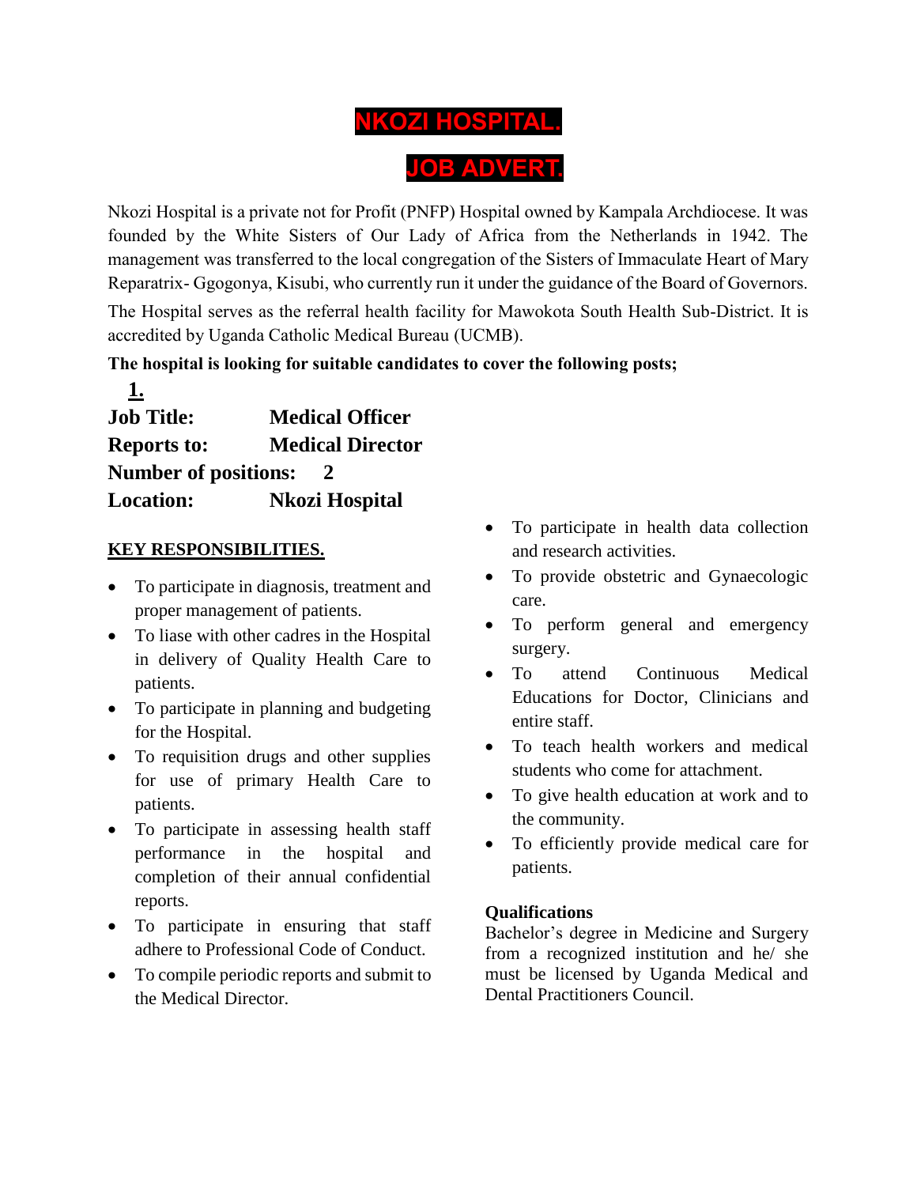# NKOZI HOSPITAL.

# JOB ADVERT.

Nkozi Hospital is a private not for Profit (PNFP) Hospital owned by Kampala Archdiocese. It was founded by the White Sisters of Our Lady of Africa from the Netherlands in 1942. The management was transferred to the local congregation of the Sisters of Immaculate Heart of Mary Reparatrix- Ggogonya, Kisubi, who currently run it under the guidance of the Board of Governors.

The Hospital serves as the referral health facility for Mawokota South Health Sub-District. It is accredited by Uganda Catholic Medical Bureau (UCMB).

**The hospital is looking for suitable candidates to cover the following posts;**

**1.**

**Job Title:** **Medical Officer**
**Reports to:** **Medical Director**
**Number of positions:** **2**
**Location:** **Nkozi Hospital**

**KEY RESPONSIBILITIES.**

- To participate in diagnosis, treatment and proper management of patients.
- To liase with other cadres in the Hospital in delivery of Quality Health Care to patients.
- To participate in planning and budgeting for the Hospital.
- To requisition drugs and other supplies for use of primary Health Care to patients.
- To participate in assessing health staff performance in the hospital and completion of their annual confidential reports.
- To participate in ensuring that staff adhere to Professional Code of Conduct.
- To compile periodic reports and submit to the Medical Director.
- To participate in health data collection and research activities.
- To provide obstetric and Gynaecologic care.
- To perform general and emergency surgery.
- To attend Continuous Medical Educations for Doctor, Clinicians and entire staff.
- To teach health workers and medical students who come for attachment.
- To give health education at work and to the community.
- To efficiently provide medical care for patients.

**Qualifications**

Bachelor's degree in Medicine and Surgery from a recognized institution and he/ she must be licensed by Uganda Medical and Dental Practitioners Council.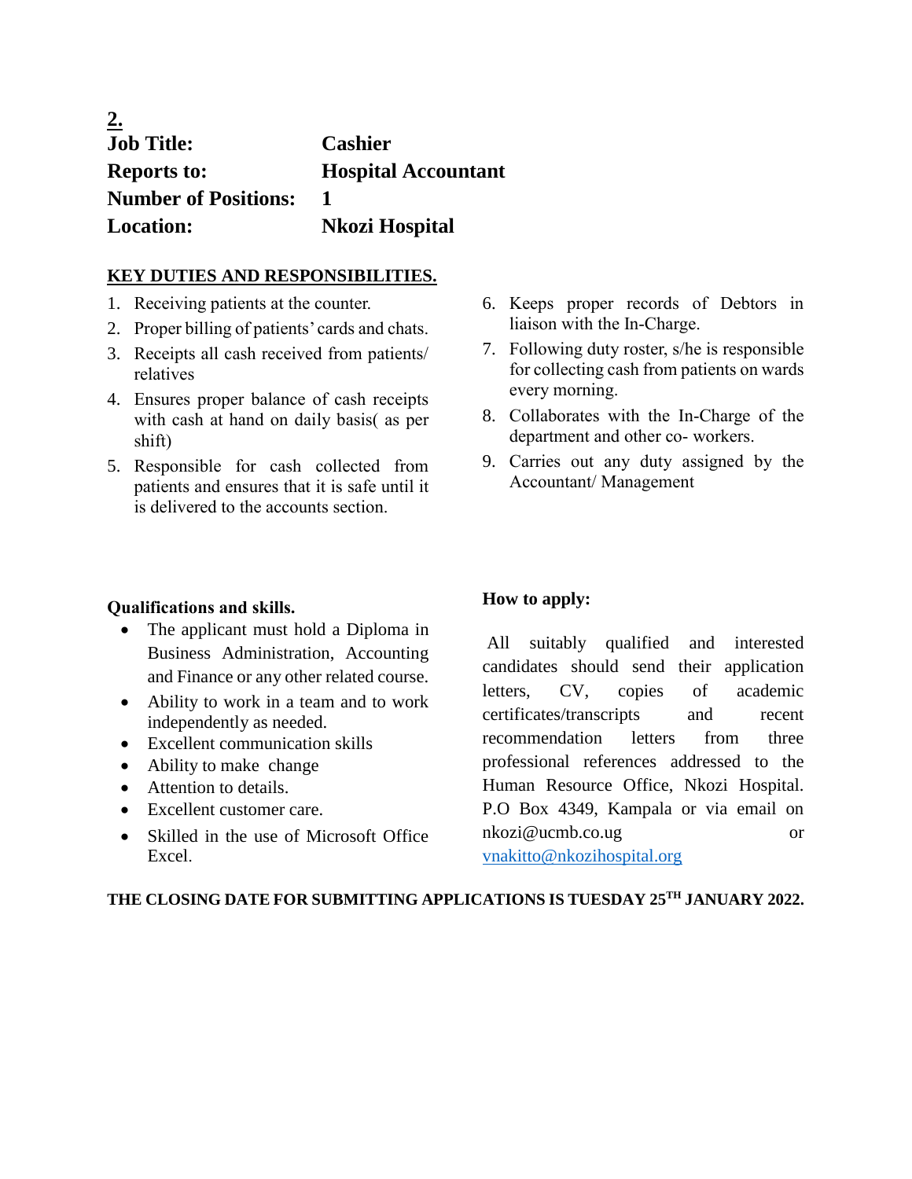**2.**

**Job Title:** **Cashier**
**Reports to:** **Hospital Accountant**
**Number of Positions:** **1**
**Location:** **Nkozi Hospital**

## KEY DUTIES AND RESPONSIBILITIES.

1. Receiving patients at the counter.
2. Proper billing of patients' cards and chats.
3. Receipts all cash received from patients/ relatives
4. Ensures proper balance of cash receipts with cash at hand on daily basis( as per shift)
5. Responsible for cash collected from patients and ensures that it is safe until it is delivered to the accounts section.
6. Keeps proper records of Debtors in liaison with the In-Charge.
7. Following duty roster, s/he is responsible for collecting cash from patients on wards every morning.
8. Collaborates with the In-Charge of the department and other co- workers.
9. Carries out any duty assigned by the Accountant/ Management

**Qualifications and skills.**

- The applicant must hold a Diploma in Business Administration, Accounting and Finance or any other related course.
- Ability to work in a team and to work independently as needed.
- Excellent communication skills
- Ability to make change
- Attention to details.
- Excellent customer care.
- Skilled in the use of Microsoft Office Excel.

**How to apply:**

All suitably qualified and interested candidates should send their application letters, CV, copies of academic certificates/transcripts and recent recommendation letters from three professional references addressed to the Human Resource Office, Nkozi Hospital. P.O Box 4349, Kampala or via email on nkozi@ucmb.co.ug or vnakitto@nkozihospital.org

**THE CLOSING DATE FOR SUBMITTING APPLICATIONS IS TUESDAY 25TH JANUARY 2022.**